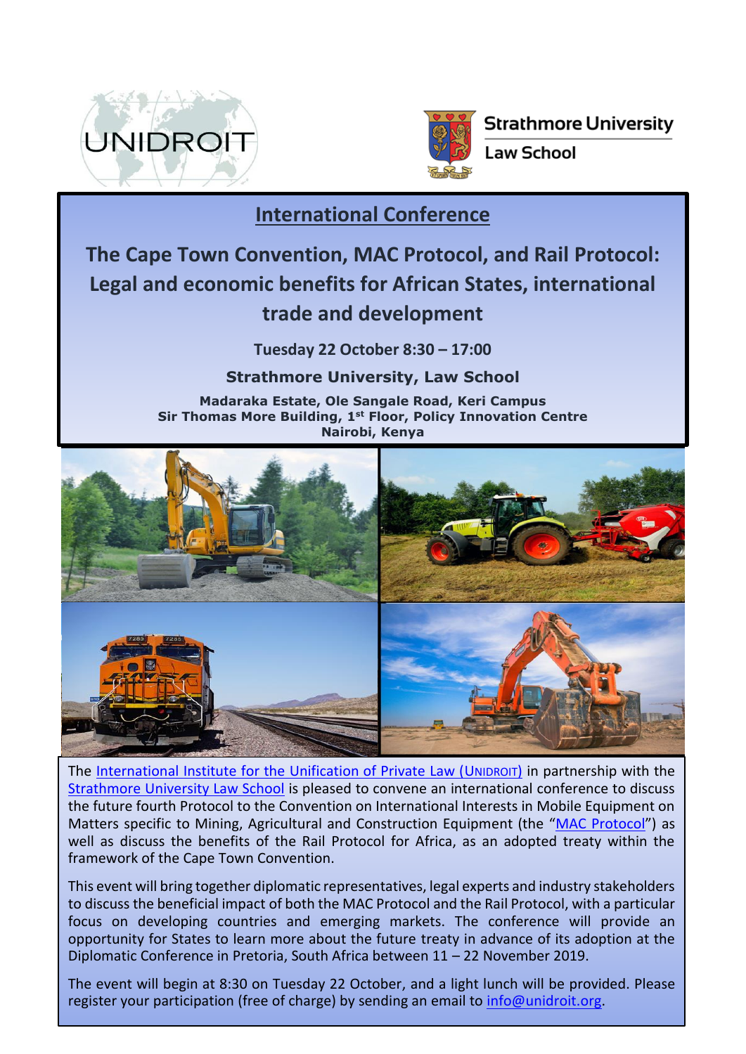UNIDROIT

Strathmore University Law School

## International Conference

# The Cape Town Convention, MAC Protocol, and Rail Protocol: Legal and economic benefits for African States, international trade and development

**Tuesday 22 October 8:30 – 17:00**

**Strathmore University, Law School**

**Madaraka Estate, Ole Sangale Road, Keri Campus**
**Sir Thomas More Building, 1st Floor, Policy Innovation Centre**
**Nairobi, Kenya**

The International Institute for the Unification of Private Law (UNIDROIT) in partnership with the Strathmore University Law School is pleased to convene an international conference to discuss the future fourth Protocol to the Convention on International Interests in Mobile Equipment on Matters specific to Mining, Agricultural and Construction Equipment (the "MAC Protocol") as well as discuss the benefits of the Rail Protocol for Africa, as an adopted treaty within the framework of the Cape Town Convention.

This event will bring together diplomatic representatives, legal experts and industry stakeholders to discuss the beneficial impact of both the MAC Protocol and the Rail Protocol, with a particular focus on developing countries and emerging markets. The conference will provide an opportunity for States to learn more about the future treaty in advance of its adoption at the Diplomatic Conference in Pretoria, South Africa between 11 – 22 November 2019.

The event will begin at 8:30 on Tuesday 22 October, and a light lunch will be provided. Please register your participation (free of charge) by sending an email to info@unidroit.org.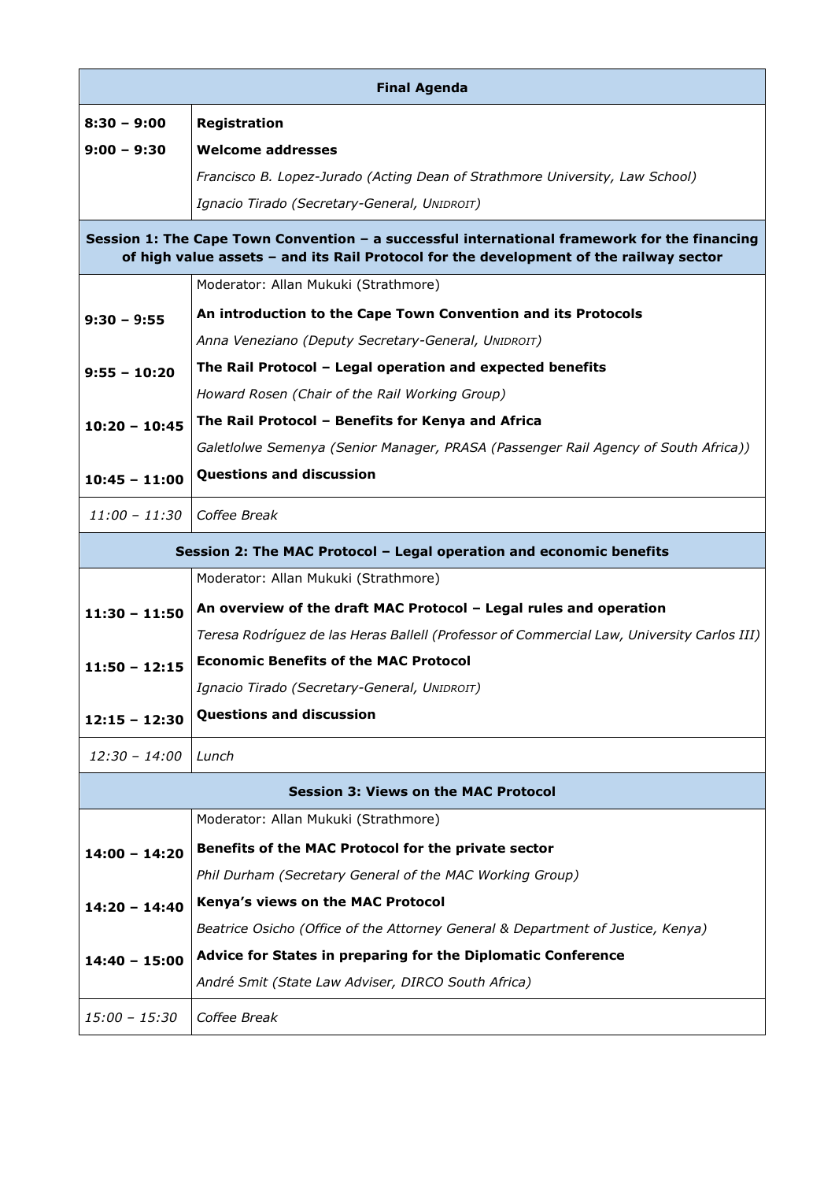| Final Agenda | |
|---|---|
| **8:30 – 9:00** | **Registration** |
| **9:00 – 9:30** | **Welcome addresses** |
| | *Francisco B. Lopez-Jurado (Acting Dean of Strathmore University, Law School)* |
| | *Ignacio Tirado (Secretary-General, UNIDROIT)* |
| **Session 1: The Cape Town Convention – a successful international framework for the financing of high value assets – and its Rail Protocol for the development of the railway sector** | |
| | Moderator: Allan Mukuki (Strathmore) |
| **9:30 – 9:55** | **An introduction to the Cape Town Convention and its Protocols** |
| | *Anna Veneziano (Deputy Secretary-General, UNIDROIT)* |
| **9:55 – 10:20** | **The Rail Protocol – Legal operation and expected benefits** |
| | *Howard Rosen (Chair of the Rail Working Group)* |
| **10:20 – 10:45** | **The Rail Protocol – Benefits for Kenya and Africa** |
| | *Galetlolwe Semenya (Senior Manager, PRASA (Passenger Rail Agency of South Africa))* |
| **10:45 – 11:00** | **Questions and discussion** |
| *11:00 – 11:30* | *Coffee Break* |
| **Session 2: The MAC Protocol – Legal operation and economic benefits** | |
| | Moderator: Allan Mukuki (Strathmore) |
| **11:30 – 11:50** | **An overview of the draft MAC Protocol – Legal rules and operation** |
| | *Teresa Rodríguez de las Heras Ballell (Professor of Commercial Law, University Carlos III)* |
| **11:50 – 12:15** | **Economic Benefits of the MAC Protocol** |
| | *Ignacio Tirado (Secretary-General, UNIDROIT)* |
| **12:15 – 12:30** | **Questions and discussion** |
| *12:30 – 14:00* | *Lunch* |
| **Session 3: Views on the MAC Protocol** | |
| | Moderator: Allan Mukuki (Strathmore) |
| **14:00 – 14:20** | **Benefits of the MAC Protocol for the private sector** |
| | *Phil Durham (Secretary General of the MAC Working Group)* |
| **14:20 – 14:40** | **Kenya's views on the MAC Protocol** |
| | *Beatrice Osicho (Office of the Attorney General & Department of Justice, Kenya)* |
| **14:40 – 15:00** | **Advice for States in preparing for the Diplomatic Conference** |
| | *André Smit (State Law Adviser, DIRCO South Africa)* |
| *15:00 – 15:30* | *Coffee Break* |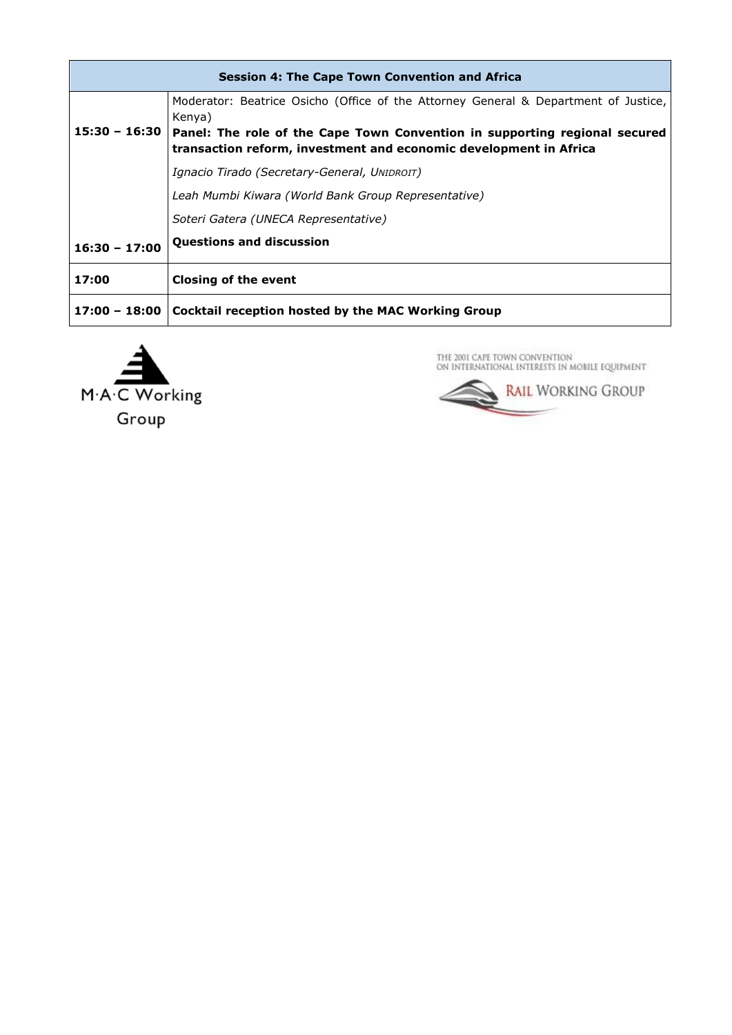| Session 4: The Cape Town Convention and Africa | |
|---|---|
| **15:30 – 16:30** | Moderator: Beatrice Osicho (Office of the Attorney General & Department of Justice, Kenya)<br>**Panel: The role of the Cape Town Convention in supporting regional secured transaction reform, investment and economic development in Africa**<br>*Ignacio Tirado (Secretary-General, UNIDROIT)*<br>*Leah Mumbi Kiwara (World Bank Group Representative)*<br>*Soteri Gatera (UNECA Representative)* |
| **16:30 – 17:00** | **Questions and discussion** |
| **17:00** | **Closing of the event** |
| **17:00 – 18:00** | **Cocktail reception hosted by the MAC Working Group** |

M·A·C Working Group

THE 2001 CAPE TOWN CONVENTION ON INTERNATIONAL INTERESTS IN MOBILE EQUIPMENT

RAIL WORKING GROUP